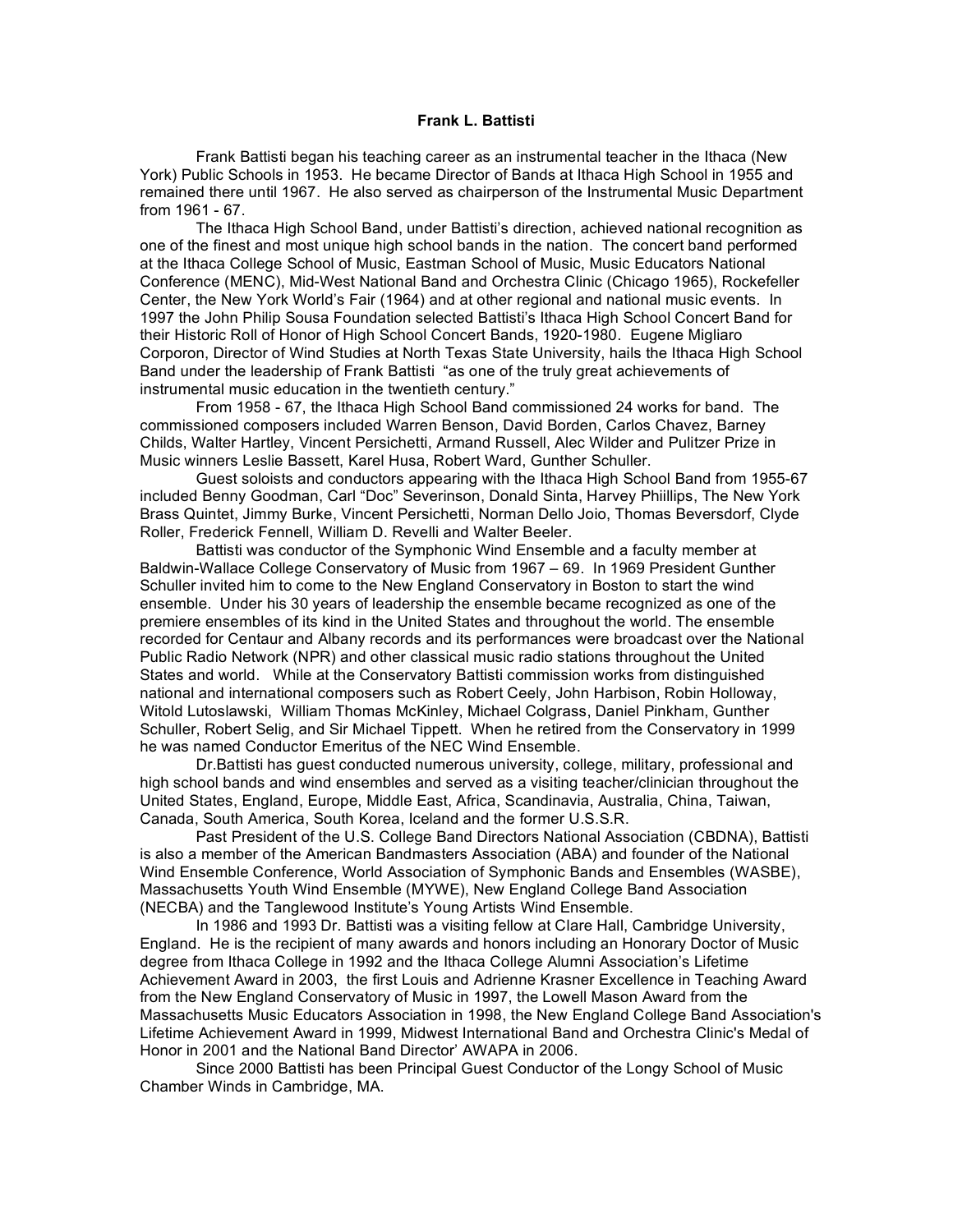# Frank L. Battisti

Frank Battisti began his teaching career as an instrumental teacher in the Ithaca (New York) Public Schools in 1953. He became Director of Bands at Ithaca High School in 1955 and remained there until 1967. He also served as chairperson of the Instrumental Music Department from 1961 - 67.

The Ithaca High School Band, under Battisti's direction, achieved national recognition as one of the finest and most unique high school bands in the nation. The concert band performed at the Ithaca College School of Music, Eastman School of Music, Music Educators National Conference (MENC), Mid-West National Band and Orchestra Clinic (Chicago 1965), Rockefeller Center, the New York World's Fair (1964) and at other regional and national music events. In 1997 the John Philip Sousa Foundation selected Battisti's Ithaca High School Concert Band for their Historic Roll of Honor of High School Concert Bands, 1920-1980. Eugene Migliaro Corporon, Director of Wind Studies at North Texas State University, hails the Ithaca High School Band under the leadership of Frank Battisti "as one of the truly great achievements of instrumental music education in the twentieth century."

From 1958 - 67, the Ithaca High School Band commissioned 24 works for band. The commissioned composers included Warren Benson, David Borden, Carlos Chavez, Barney Childs, Walter Hartley, Vincent Persichetti, Armand Russell, Alec Wilder and Pulitzer Prize in Music winners Leslie Bassett, Karel Husa, Robert Ward, Gunther Schuller.

Guest soloists and conductors appearing with the Ithaca High School Band from 1955-67 included Benny Goodman, Carl "Doc" Severinson, Donald Sinta, Harvey Phiillips, The New York Brass Quintet, Jimmy Burke, Vincent Persichetti, Norman Dello Joio, Thomas Beversdorf, Clyde Roller, Frederick Fennell, William D. Revelli and Walter Beeler.

Battisti was conductor of the Symphonic Wind Ensemble and a faculty member at Baldwin-Wallace College Conservatory of Music from 1967 – 69. In 1969 President Gunther Schuller invited him to come to the New England Conservatory in Boston to start the wind ensemble. Under his 30 years of leadership the ensemble became recognized as one of the premiere ensembles of its kind in the United States and throughout the world. The ensemble recorded for Centaur and Albany records and its performances were broadcast over the National Public Radio Network (NPR) and other classical music radio stations throughout the United States and world. While at the Conservatory Battisti commission works from distinguished national and international composers such as Robert Ceely, John Harbison, Robin Holloway, Witold Lutoslawski, William Thomas McKinley, Michael Colgrass, Daniel Pinkham, Gunther Schuller, Robert Selig, and Sir Michael Tippett. When he retired from the Conservatory in 1999 he was named Conductor Emeritus of the NEC Wind Ensemble.

Dr.Battisti has guest conducted numerous university, college, military, professional and high school bands and wind ensembles and served as a visiting teacher/clinician throughout the United States, England, Europe, Middle East, Africa, Scandinavia, Australia, China, Taiwan, Canada, South America, South Korea, Iceland and the former U.S.S.R.

Past President of the U.S. College Band Directors National Association (CBDNA), Battisti is also a member of the American Bandmasters Association (ABA) and founder of the National Wind Ensemble Conference, World Association of Symphonic Bands and Ensembles (WASBE), Massachusetts Youth Wind Ensemble (MYWE), New England College Band Association (NECBA) and the Tanglewood Institute's Young Artists Wind Ensemble.

In 1986 and 1993 Dr. Battisti was a visiting fellow at Clare Hall, Cambridge University, England. He is the recipient of many awards and honors including an Honorary Doctor of Music degree from Ithaca College in 1992 and the Ithaca College Alumni Association's Lifetime Achievement Award in 2003, the first Louis and Adrienne Krasner Excellence in Teaching Award from the New England Conservatory of Music in 1997, the Lowell Mason Award from the Massachusetts Music Educators Association in 1998, the New England College Band Association's Lifetime Achievement Award in 1999, Midwest International Band and Orchestra Clinic's Medal of Honor in 2001 and the National Band Director' AWAPA in 2006.

Since 2000 Battisti has been Principal Guest Conductor of the Longy School of Music Chamber Winds in Cambridge, MA.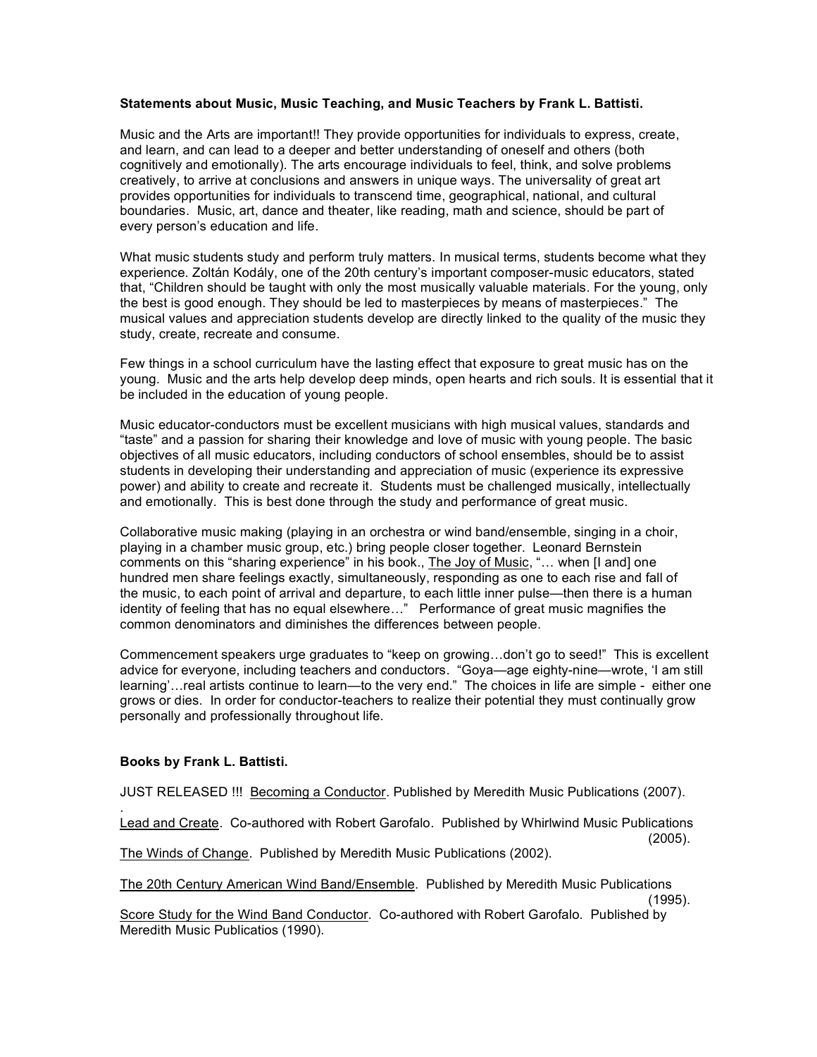**Statements about Music, Music Teaching, and Music Teachers by Frank L. Battisti.**

Music and the Arts are important!! They provide opportunities for individuals to express, create, and learn, and can lead to a deeper and better understanding of oneself and others (both cognitively and emotionally). The arts encourage individuals to feel, think, and solve problems creatively, to arrive at conclusions and answers in unique ways. The universality of great art provides opportunities for individuals to transcend time, geographical, national, and cultural boundaries. Music, art, dance and theater, like reading, math and science, should be part of every person's education and life.

What music students study and perform truly matters. In musical terms, students become what they experience. Zoltán Kodály, one of the 20th century's important composer-music educators, stated that, "Children should be taught with only the most musically valuable materials. For the young, only the best is good enough. They should be led to masterpieces by means of masterpieces." The musical values and appreciation students develop are directly linked to the quality of the music they study, create, recreate and consume.

Few things in a school curriculum have the lasting effect that exposure to great music has on the young. Music and the arts help develop deep minds, open hearts and rich souls. It is essential that it be included in the education of young people.

Music educator-conductors must be excellent musicians with high musical values, standards and "taste" and a passion for sharing their knowledge and love of music with young people. The basic objectives of all music educators, including conductors of school ensembles, should be to assist students in developing their understanding and appreciation of music (experience its expressive power) and ability to create and recreate it. Students must be challenged musically, intellectually and emotionally. This is best done through the study and performance of great music.

Collaborative music making (playing in an orchestra or wind band/ensemble, singing in a choir, playing in a chamber music group, etc.) bring people closer together. Leonard Bernstein comments on this "sharing experience" in his book., The Joy of Music, "… when [I and] one hundred men share feelings exactly, simultaneously, responding as one to each rise and fall of the music, to each point of arrival and departure, to each little inner pulse—then there is a human identity of feeling that has no equal elsewhere…" Performance of great music magnifies the common denominators and diminishes the differences between people.

Commencement speakers urge graduates to "keep on growing…don't go to seed!" This is excellent advice for everyone, including teachers and conductors. "Goya—age eighty-nine—wrote, 'I am still learning'…real artists continue to learn—to the very end." The choices in life are simple - either one grows or dies. In order for conductor-teachers to realize their potential they must continually grow personally and professionally throughout life.

**Books by Frank L. Battisti.**

JUST RELEASED !!! Becoming a Conductor. Published by Meredith Music Publications (2007).

Lead and Create. Co-authored with Robert Garofalo. Published by Whirlwind Music Publications (2005).

The Winds of Change. Published by Meredith Music Publications (2002).

The 20th Century American Wind Band/Ensemble. Published by Meredith Music Publications (1995).

Score Study for the Wind Band Conductor. Co-authored with Robert Garofalo. Published by Meredith Music Publicatios (1990).